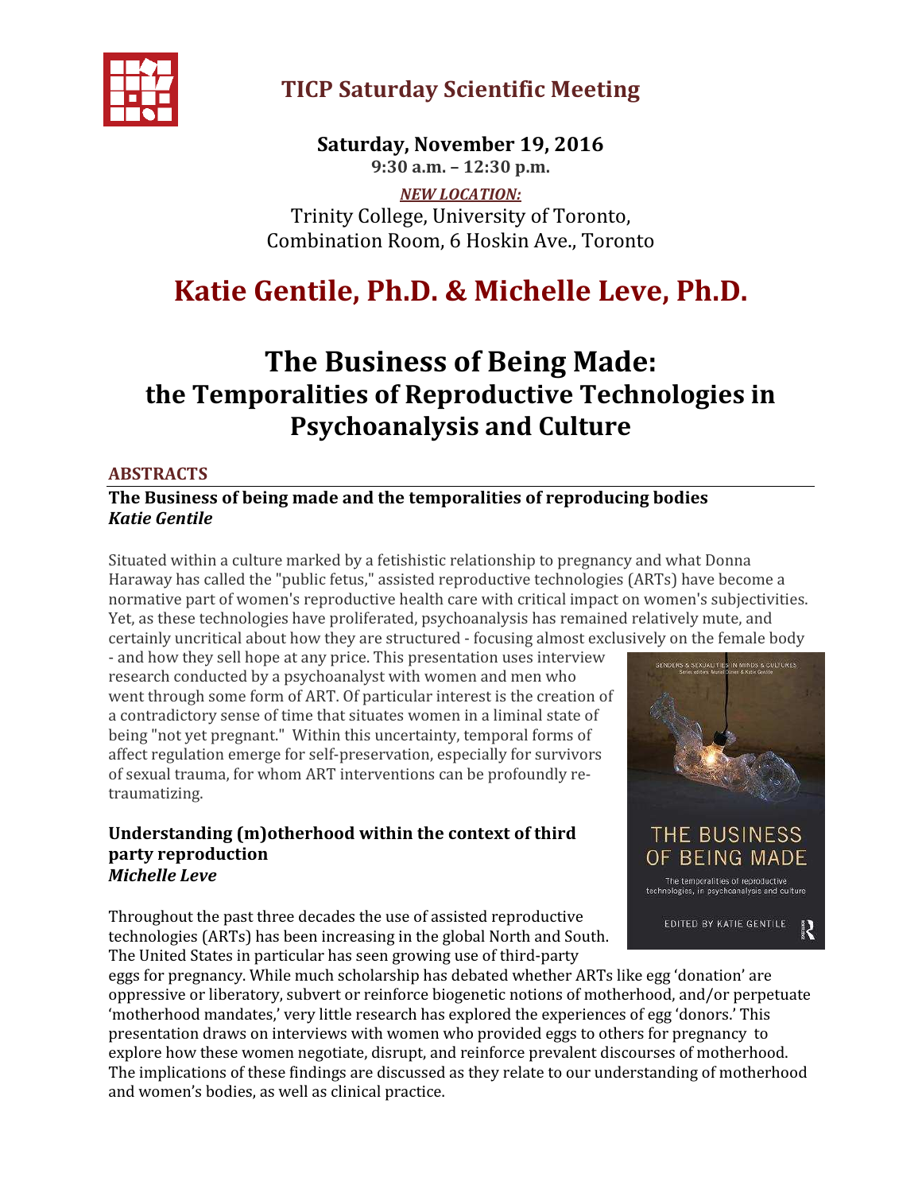# TICP Saturday Scientific Meeting

**Saturday, November 19, 2016**
**9:30 a.m. – 12:30 p.m.**

***NEW LOCATION:***
Trinity College, University of Toronto,
Combination Room, 6 Hoskin Ave., Toronto

# Katie Gentile, Ph.D. & Michelle Leve, Ph.D.

# The Business of Being Made: the Temporalities of Reproductive Technologies in Psychoanalysis and Culture

## ABSTRACTS

### The Business of being made and the temporalities of reproducing bodies
***Katie Gentile***

Situated within a culture marked by a fetishistic relationship to pregnancy and what Donna Haraway has called the "public fetus," assisted reproductive technologies (ARTs) have become a normative part of women's reproductive health care with critical impact on women's subjectivities. Yet, as these technologies have proliferated, psychoanalysis has remained relatively mute, and certainly uncritical about how they are structured - focusing almost exclusively on the female body - and how they sell hope at any price. This presentation uses interview research conducted by a psychoanalyst with women and men who went through some form of ART. Of particular interest is the creation of a contradictory sense of time that situates women in a liminal state of being "not yet pregnant." Within this uncertainty, temporal forms of affect regulation emerge for self-preservation, especially for survivors of sexual trauma, for whom ART interventions can be profoundly re-traumatizing.

### Understanding (m)otherhood within the context of third party reproduction
***Michelle Leve***

Throughout the past three decades the use of assisted reproductive technologies (ARTs) has been increasing in the global North and South. The United States in particular has seen growing use of third-party eggs for pregnancy. While much scholarship has debated whether ARTs like egg 'donation' are oppressive or liberatory, subvert or reinforce biogenetic notions of motherhood, and/or perpetuate 'motherhood mandates,' very little research has explored the experiences of egg 'donors.' This presentation draws on interviews with women who provided eggs to others for pregnancy to explore how these women negotiate, disrupt, and reinforce prevalent discourses of motherhood. The implications of these findings are discussed as they relate to our understanding of motherhood and women's bodies, as well as clinical practice.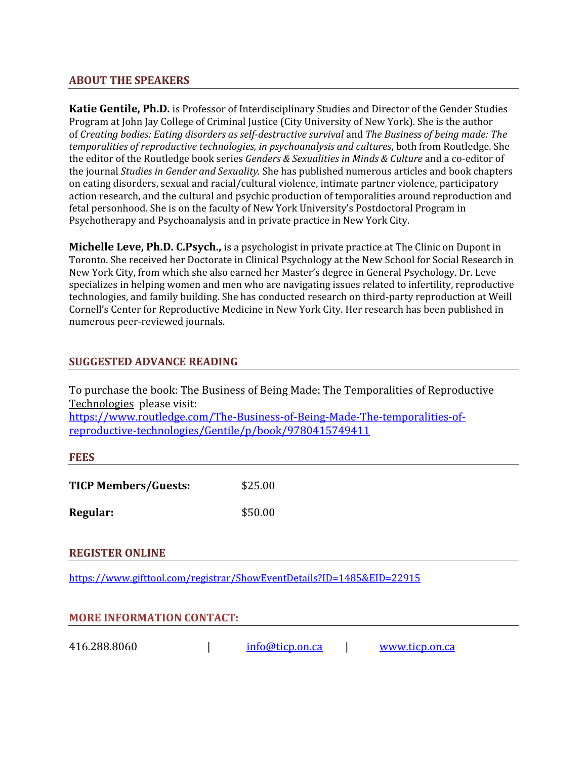## ABOUT THE SPEAKERS

**Katie Gentile, Ph.D.** is Professor of Interdisciplinary Studies and Director of the Gender Studies Program at John Jay College of Criminal Justice (City University of New York). She is the author of *Creating bodies: Eating disorders as self-destructive survival* and *The Business of being made: The temporalities of reproductive technologies, in psychoanalysis and cultures*, both from Routledge. She the editor of the Routledge book series *Genders & Sexualities in Minds & Culture* and a co-editor of the journal *Studies in Gender and Sexuality.* She has published numerous articles and book chapters on eating disorders, sexual and racial/cultural violence, intimate partner violence, participatory action research, and the cultural and psychic production of temporalities around reproduction and fetal personhood. She is on the faculty of New York University's Postdoctoral Program in Psychotherapy and Psychoanalysis and in private practice in New York City.

**Michelle Leve, Ph.D. C.Psych.,** is a psychologist in private practice at The Clinic on Dupont in Toronto. She received her Doctorate in Clinical Psychology at the New School for Social Research in New York City, from which she also earned her Master's degree in General Psychology. Dr. Leve specializes in helping women and men who are navigating issues related to infertility, reproductive technologies, and family building. She has conducted research on third-party reproduction at Weill Cornell's Center for Reproductive Medicine in New York City. Her research has been published in numerous peer-reviewed journals.

## SUGGESTED ADVANCE READING

To purchase the book: The Business of Being Made: The Temporalities of Reproductive Technologies please visit:
https://www.routledge.com/The-Business-of-Being-Made-The-temporalities-of-reproductive-technologies/Gentile/p/book/9780415749411

## FEES

| | |
|---|---|
| **TICP Members/Guests:** | $25.00 |
| **Regular:** | $50.00 |

## REGISTER ONLINE

https://www.gifttool.com/registrar/ShowEventDetails?ID=1485&EID=22915

## MORE INFORMATION CONTACT:

416.288.8060 | info@ticp.on.ca | www.ticp.on.ca